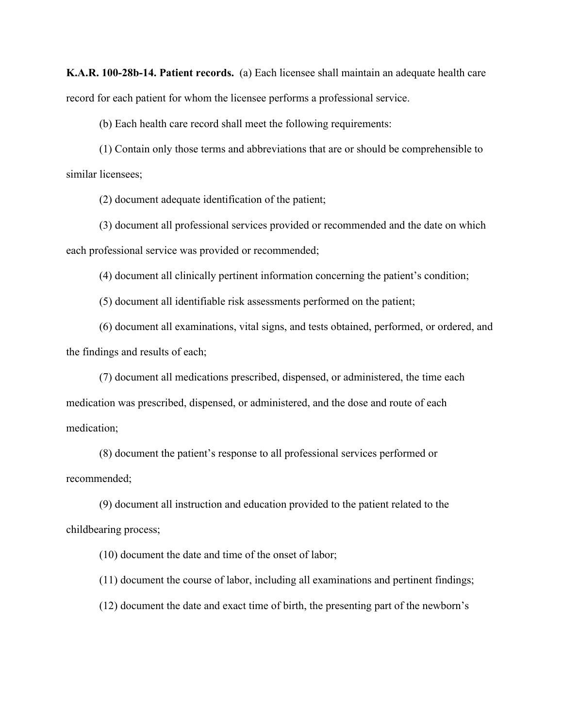**K.A.R. 100-28b-14. Patient records.** (a) Each licensee shall maintain an adequate health care record for each patient for whom the licensee performs a professional service.

(b) Each health care record shall meet the following requirements:

(1) Contain only those terms and abbreviations that are or should be comprehensible to similar licensees;

(2) document adequate identification of the patient;

(3) document all professional services provided or recommended and the date on which each professional service was provided or recommended;

(4) document all clinically pertinent information concerning the patient's condition;

(5) document all identifiable risk assessments performed on the patient;

(6) document all examinations, vital signs, and tests obtained, performed, or ordered, and the findings and results of each;

(7) document all medications prescribed, dispensed, or administered, the time each medication was prescribed, dispensed, or administered, and the dose and route of each medication;

(8) document the patient's response to all professional services performed or recommended;

(9) document all instruction and education provided to the patient related to the childbearing process;

(10) document the date and time of the onset of labor;

(11) document the course of labor, including all examinations and pertinent findings;

(12) document the date and exact time of birth, the presenting part of the newborn's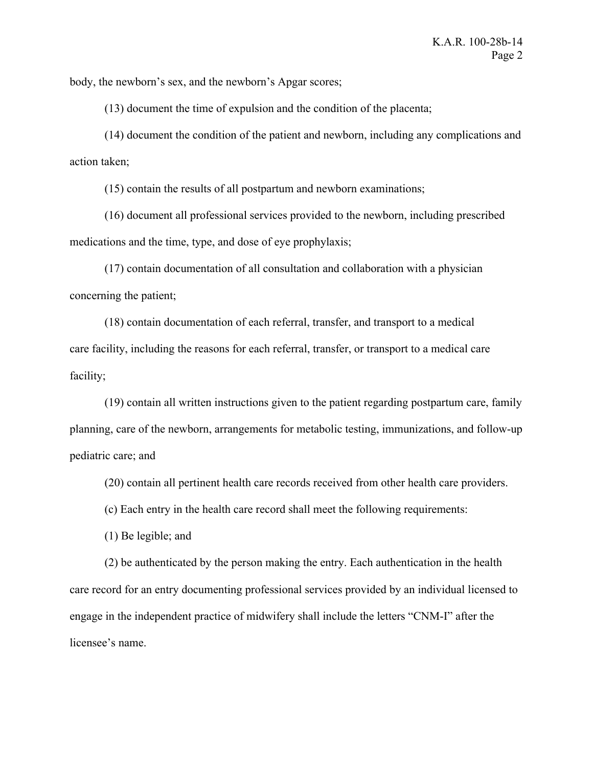body, the newborn's sex, and the newborn's Apgar scores;

(13) document the time of expulsion and the condition of the placenta;

(14) document the condition of the patient and newborn, including any complications and action taken;

(15) contain the results of all postpartum and newborn examinations;

(16) document all professional services provided to the newborn, including prescribed medications and the time, type, and dose of eye prophylaxis;

(17) contain documentation of all consultation and collaboration with a physician concerning the patient;

(18) contain documentation of each referral, transfer, and transport to a medical care facility, including the reasons for each referral, transfer, or transport to a medical care facility;

(19) contain all written instructions given to the patient regarding postpartum care, family planning, care of the newborn, arrangements for metabolic testing, immunizations, and follow-up pediatric care; and

(20) contain all pertinent health care records received from other health care providers.

(c) Each entry in the health care record shall meet the following requirements:

(1) Be legible; and

(2) be authenticated by the person making the entry. Each authentication in the health care record for an entry documenting professional services provided by an individual licensed to engage in the independent practice of midwifery shall include the letters "CNM-I" after the licensee's name.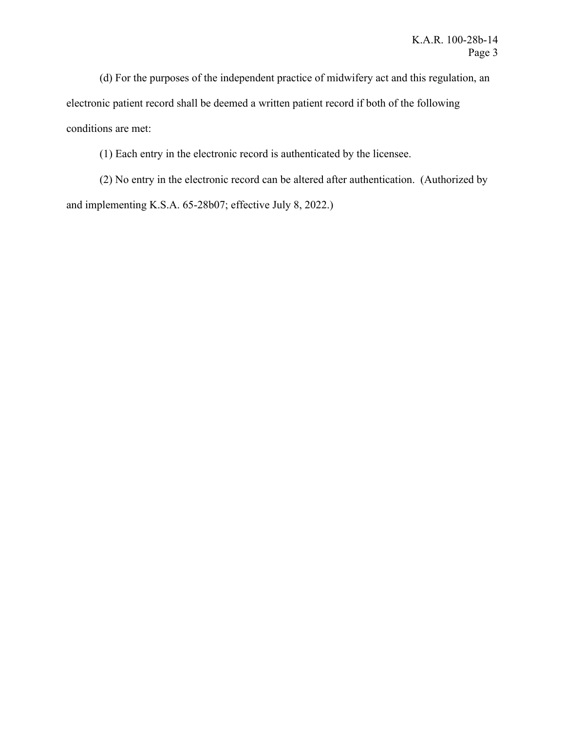(d) For the purposes of the independent practice of midwifery act and this regulation, an electronic patient record shall be deemed a written patient record if both of the following conditions are met:

(1) Each entry in the electronic record is authenticated by the licensee.

(2) No entry in the electronic record can be altered after authentication. (Authorized by and implementing K.S.A. 65-28b07; effective July 8, 2022.)